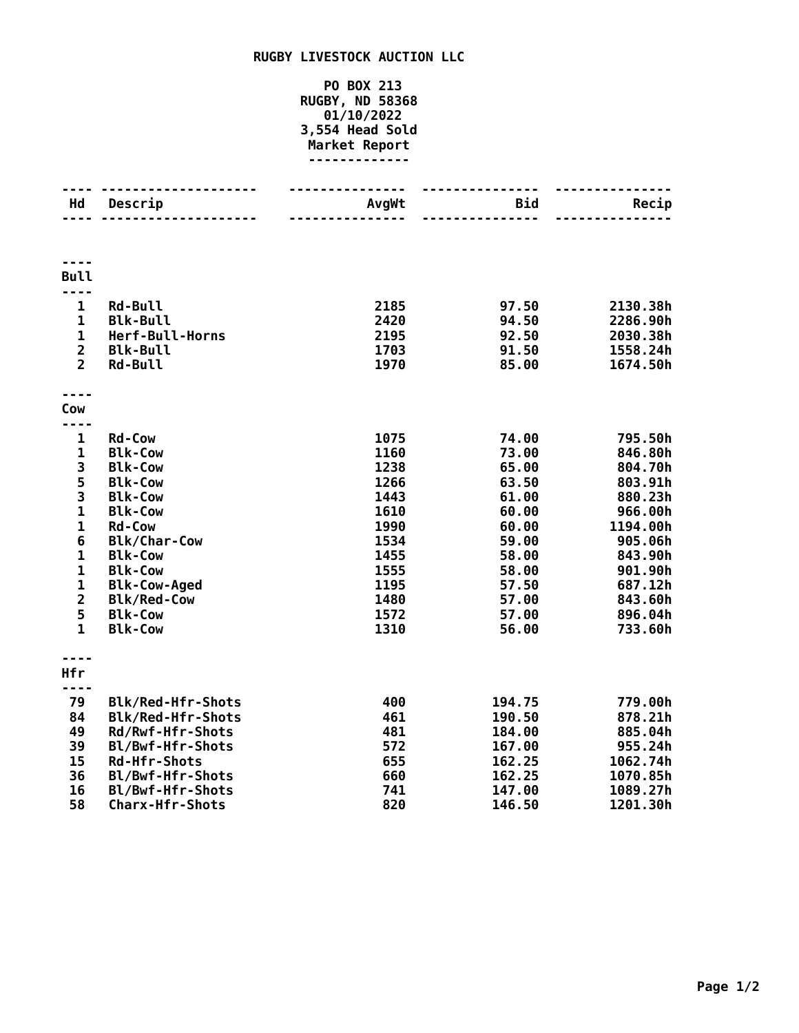# RUGBY LIVESTOCK AUCTION LLC

**PO BOX 213**
**RUGBY, ND 58368**
**01/10/2022**
**3,554 Head Sold**
**Market Report**

| Hd | Descrip | AvgWt | Bid | Recip |
|---|---|---|---|---|
| **Bull** | | | | |
| 1 | Rd-Bull | 2185 | 97.50 | 2130.38h |
| 1 | Blk-Bull | 2420 | 94.50 | 2286.90h |
| 1 | Herf-Bull-Horns | 2195 | 92.50 | 2030.38h |
| 2 | Blk-Bull | 1703 | 91.50 | 1558.24h |
| 2 | Rd-Bull | 1970 | 85.00 | 1674.50h |
| **Cow** | | | | |
| 1 | Rd-Cow | 1075 | 74.00 | 795.50h |
| 1 | Blk-Cow | 1160 | 73.00 | 846.80h |
| 3 | Blk-Cow | 1238 | 65.00 | 804.70h |
| 5 | Blk-Cow | 1266 | 63.50 | 803.91h |
| 3 | Blk-Cow | 1443 | 61.00 | 880.23h |
| 1 | Blk-Cow | 1610 | 60.00 | 966.00h |
| 1 | Rd-Cow | 1990 | 60.00 | 1194.00h |
| 6 | Blk/Char-Cow | 1534 | 59.00 | 905.06h |
| 1 | Blk-Cow | 1455 | 58.00 | 843.90h |
| 1 | Blk-Cow | 1555 | 58.00 | 901.90h |
| 1 | Blk-Cow-Aged | 1195 | 57.50 | 687.12h |
| 2 | Blk/Red-Cow | 1480 | 57.00 | 843.60h |
| 5 | Blk-Cow | 1572 | 57.00 | 896.04h |
| 1 | Blk-Cow | 1310 | 56.00 | 733.60h |
| **Hfr** | | | | |
| 79 | Blk/Red-Hfr-Shots | 400 | 194.75 | 779.00h |
| 84 | Blk/Red-Hfr-Shots | 461 | 190.50 | 878.21h |
| 49 | Rd/Rwf-Hfr-Shots | 481 | 184.00 | 885.04h |
| 39 | Bl/Bwf-Hfr-Shots | 572 | 167.00 | 955.24h |
| 15 | Rd-Hfr-Shots | 655 | 162.25 | 1062.74h |
| 36 | Bl/Bwf-Hfr-Shots | 660 | 162.25 | 1070.85h |
| 16 | Bl/Bwf-Hfr-Shots | 741 | 147.00 | 1089.27h |
| 58 | Charx-Hfr-Shots | 820 | 146.50 | 1201.30h |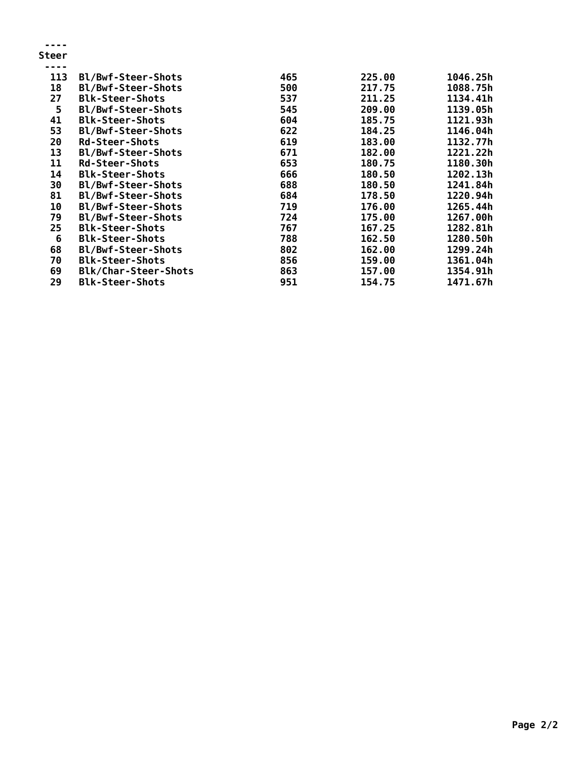----
Steer
----

| | | | | |
|---|---|---|---|---|
| 113 | Bl/Bwf-Steer-Shots | 465 | 225.00 | 1046.25h |
| 18 | Bl/Bwf-Steer-Shots | 500 | 217.75 | 1088.75h |
| 27 | Blk-Steer-Shots | 537 | 211.25 | 1134.41h |
| 5 | Bl/Bwf-Steer-Shots | 545 | 209.00 | 1139.05h |
| 41 | Blk-Steer-Shots | 604 | 185.75 | 1121.93h |
| 53 | Bl/Bwf-Steer-Shots | 622 | 184.25 | 1146.04h |
| 20 | Rd-Steer-Shots | 619 | 183.00 | 1132.77h |
| 13 | Bl/Bwf-Steer-Shots | 671 | 182.00 | 1221.22h |
| 11 | Rd-Steer-Shots | 653 | 180.75 | 1180.30h |
| 14 | Blk-Steer-Shots | 666 | 180.50 | 1202.13h |
| 30 | Bl/Bwf-Steer-Shots | 688 | 180.50 | 1241.84h |
| 81 | Bl/Bwf-Steer-Shots | 684 | 178.50 | 1220.94h |
| 10 | Bl/Bwf-Steer-Shots | 719 | 176.00 | 1265.44h |
| 79 | Bl/Bwf-Steer-Shots | 724 | 175.00 | 1267.00h |
| 25 | Blk-Steer-Shots | 767 | 167.25 | 1282.81h |
| 6 | Blk-Steer-Shots | 788 | 162.50 | 1280.50h |
| 68 | Bl/Bwf-Steer-Shots | 802 | 162.00 | 1299.24h |
| 70 | Blk-Steer-Shots | 856 | 159.00 | 1361.04h |
| 69 | Blk/Char-Steer-Shots | 863 | 157.00 | 1354.91h |
| 29 | Blk-Steer-Shots | 951 | 154.75 | 1471.67h |